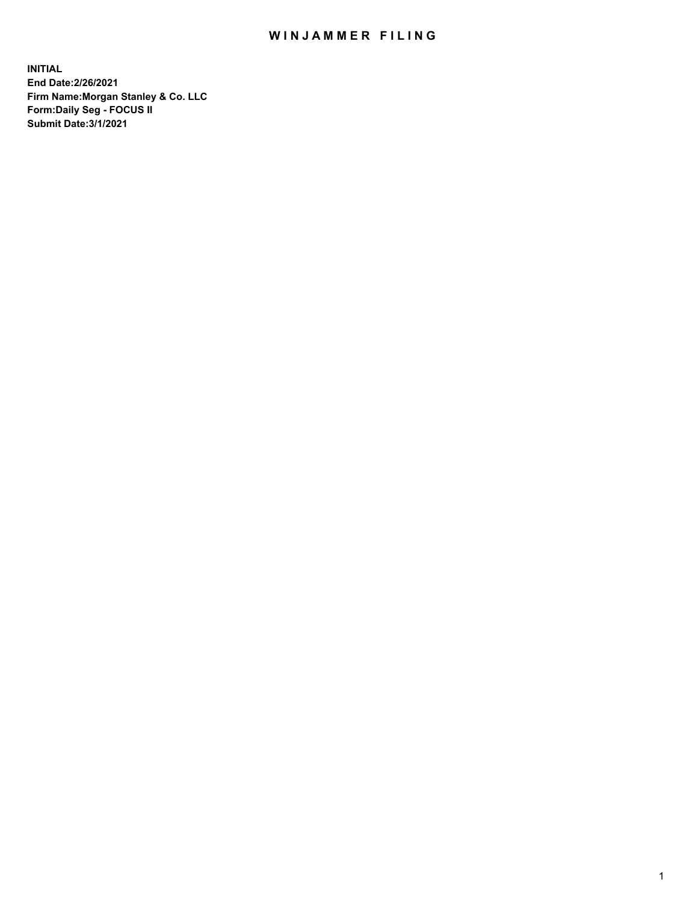# WINJAMMER FILING

**INITIAL**
**End Date:2/26/2021**
**Firm Name:Morgan Stanley & Co. LLC**
**Form:Daily Seg - FOCUS II**
**Submit Date:3/1/2021**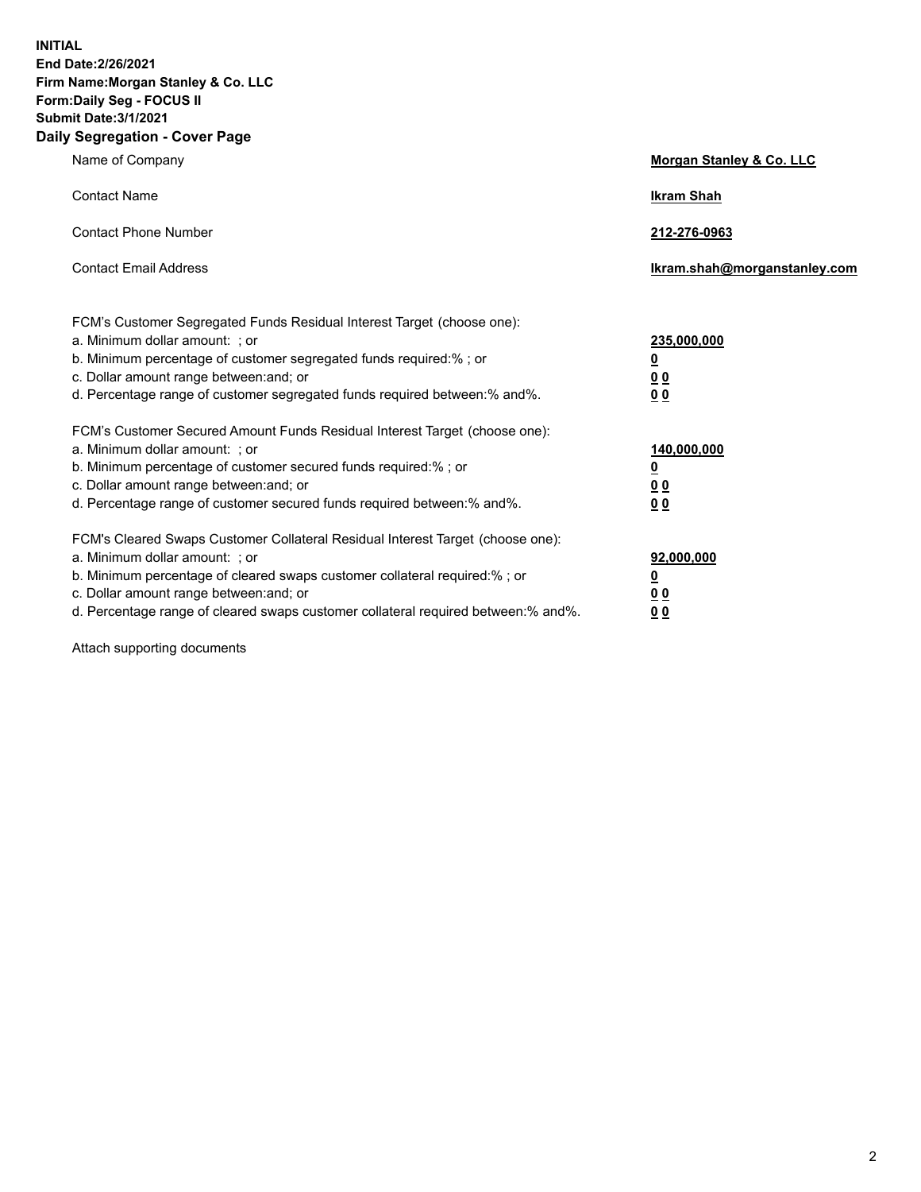**INITIAL**
**End Date:2/26/2021**
**Firm Name:Morgan Stanley & Co. LLC**
**Form:Daily Seg - FOCUS II**
**Submit Date:3/1/2021**

## Daily Segregation - Cover Page

| | |
|---|---|
| Name of Company | **Morgan Stanley & Co. LLC** |
| Contact Name | **Ikram Shah** |
| Contact Phone Number | **212-276-0963** |
| Contact Email Address | **Ikram.shah@morganstanley.com** |

| | |
|---|---|
| FCM's Customer Segregated Funds Residual Interest Target (choose one): | |
| a. Minimum dollar amount: ; or | **235,000,000** |
| b. Minimum percentage of customer segregated funds required:% ; or | **0** |
| c. Dollar amount range between:and; or | **0 0** |
| d. Percentage range of customer segregated funds required between:% and%. | **0 0** |

| | |
|---|---|
| FCM's Customer Secured Amount Funds Residual Interest Target (choose one): | |
| a. Minimum dollar amount: ; or | **140,000,000** |
| b. Minimum percentage of customer secured funds required:% ; or | **0** |
| c. Dollar amount range between:and; or | **0 0** |
| d. Percentage range of customer secured funds required between:% and%. | **0 0** |

| | |
|---|---|
| FCM's Cleared Swaps Customer Collateral Residual Interest Target (choose one): | |
| a. Minimum dollar amount: ; or | **92,000,000** |
| b. Minimum percentage of cleared swaps customer collateral required:% ; or | **0** |
| c. Dollar amount range between:and; or | **0 0** |
| d. Percentage range of cleared swaps customer collateral required between:% and%. | **0 0** |

Attach supporting documents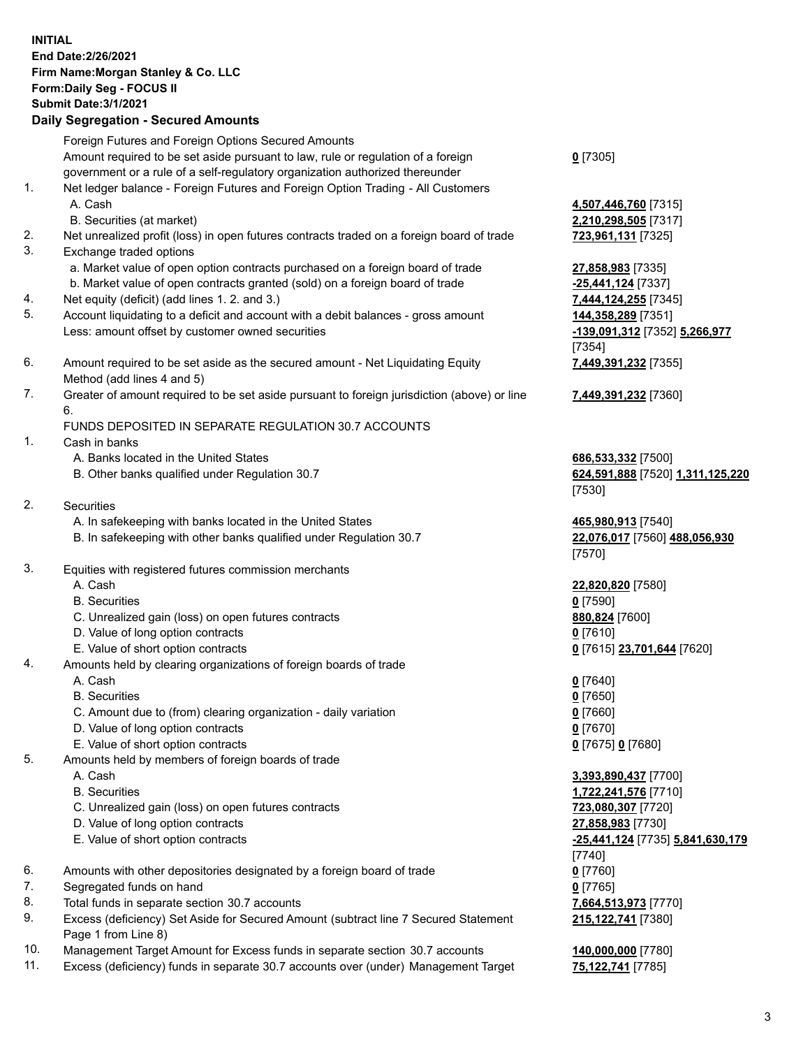**INITIAL**
**End Date:2/26/2021**
**Firm Name:Morgan Stanley & Co. LLC**
**Form:Daily Seg - FOCUS II**
**Submit Date:3/1/2021**

## Daily Segregation - Secured Amounts

| | | |
|---|---|---|
| | Foreign Futures and Foreign Options Secured Amounts | |
| | Amount required to be set aside pursuant to law, rule or regulation of a foreign government or a rule of a self-regulatory organization authorized thereunder | 0 [7305] |
| 1. | Net ledger balance - Foreign Futures and Foreign Option Trading - All Customers | |
| | A. Cash | 4,507,446,760 [7315] |
| | B. Securities (at market) | 2,210,298,505 [7317] |
| 2. | Net unrealized profit (loss) in open futures contracts traded on a foreign board of trade | 723,961,131 [7325] |
| 3. | Exchange traded options | |
| | a. Market value of open option contracts purchased on a foreign board of trade | 27,858,983 [7335] |
| | b. Market value of open contracts granted (sold) on a foreign board of trade | -25,441,124 [7337] |
| 4. | Net equity (deficit) (add lines 1. 2. and 3.) | 7,444,124,255 [7345] |
| 5. | Account liquidating to a deficit and account with a debit balances - gross amount | 144,358,289 [7351] |
| | Less: amount offset by customer owned securities | -139,091,312 [7352] 5,266,977 [7354] |
| 6. | Amount required to be set aside as the secured amount - Net Liquidating Equity Method (add lines 4 and 5) | 7,449,391,232 [7355] |
| 7. | Greater of amount required to be set aside pursuant to foreign jurisdiction (above) or line 6. | 7,449,391,232 [7360] |
| | FUNDS DEPOSITED IN SEPARATE REGULATION 30.7 ACCOUNTS | |
| 1. | Cash in banks | |
| | A. Banks located in the United States | 686,533,332 [7500] |
| | B. Other banks qualified under Regulation 30.7 | 624,591,888 [7520] 1,311,125,220 [7530] |
| 2. | Securities | |
| | A. In safekeeping with banks located in the United States | 465,980,913 [7540] |
| | B. In safekeeping with other banks qualified under Regulation 30.7 | 22,076,017 [7560] 488,056,930 [7570] |
| 3. | Equities with registered futures commission merchants | |
| | A. Cash | 22,820,820 [7580] |
| | B. Securities | 0 [7590] |
| | C. Unrealized gain (loss) on open futures contracts | 880,824 [7600] |
| | D. Value of long option contracts | 0 [7610] |
| | E. Value of short option contracts | 0 [7615] 23,701,644 [7620] |
| 4. | Amounts held by clearing organizations of foreign boards of trade | |
| | A. Cash | 0 [7640] |
| | B. Securities | 0 [7650] |
| | C. Amount due to (from) clearing organization - daily variation | 0 [7660] |
| | D. Value of long option contracts | 0 [7670] |
| | E. Value of short option contracts | 0 [7675] 0 [7680] |
| 5. | Amounts held by members of foreign boards of trade | |
| | A. Cash | 3,393,890,437 [7700] |
| | B. Securities | 1,722,241,576 [7710] |
| | C. Unrealized gain (loss) on open futures contracts | 723,080,307 [7720] |
| | D. Value of long option contracts | 27,858,983 [7730] |
| | E. Value of short option contracts | -25,441,124 [7735] 5,841,630,179 [7740] |
| 6. | Amounts with other depositories designated by a foreign board of trade | 0 [7760] |
| 7. | Segregated funds on hand | 0 [7765] |
| 8. | Total funds in separate section 30.7 accounts | 7,664,513,973 [7770] |
| 9. | Excess (deficiency) Set Aside for Secured Amount (subtract line 7 Secured Statement Page 1 from Line 8) | 215,122,741 [7380] |
| 10. | Management Target Amount for Excess funds in separate section 30.7 accounts | 140,000,000 [7780] |
| 11. | Excess (deficiency) funds in separate 30.7 accounts over (under) Management Target | 75,122,741 [7785] |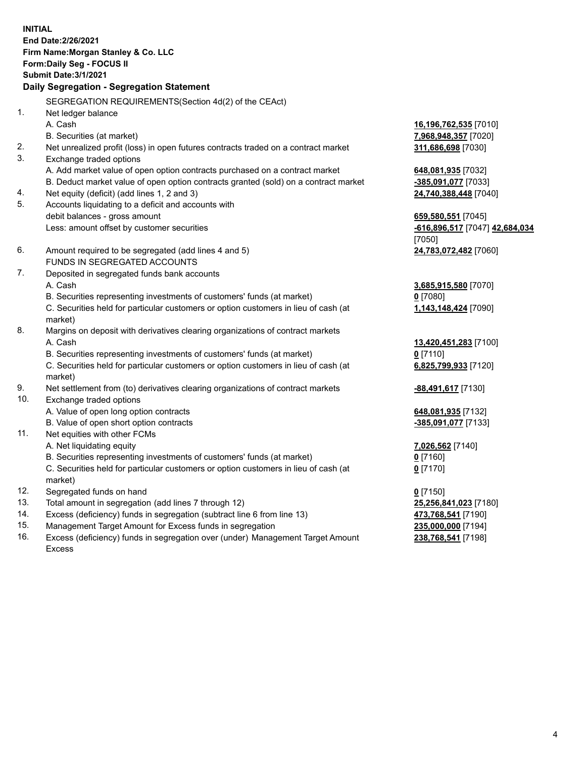**INITIAL**
**End Date:2/26/2021**
**Firm Name:Morgan Stanley & Co. LLC**
**Form:Daily Seg - FOCUS II**
**Submit Date:3/1/2021**

## Daily Segregation - Segregation Statement

| | | |
|---|---|---|
| | SEGREGATION REQUIREMENTS(Section 4d(2) of the CEAct) | |
| 1. | Net ledger balance | |
| | A. Cash | **16,196,762,535** [7010] |
| | B. Securities (at market) | **7,968,948,357** [7020] |
| 2. | Net unrealized profit (loss) in open futures contracts traded on a contract market | **311,686,698** [7030] |
| 3. | Exchange traded options | |
| | A. Add market value of open option contracts purchased on a contract market | **648,081,935** [7032] |
| | B. Deduct market value of open option contracts granted (sold) on a contract market | **-385,091,077** [7033] |
| 4. | Net equity (deficit) (add lines 1, 2 and 3) | **24,740,388,448** [7040] |
| 5. | Accounts liquidating to a deficit and accounts with debit balances - gross amount | **659,580,551** [7045] |
| | Less: amount offset by customer securities | **-616,896,517** [7047] **42,684,034** [7050] |
| 6. | Amount required to be segregated (add lines 4 and 5) | **24,783,072,482** [7060] |
| | FUNDS IN SEGREGATED ACCOUNTS | |
| 7. | Deposited in segregated funds bank accounts | |
| | A. Cash | **3,685,915,580** [7070] |
| | B. Securities representing investments of customers' funds (at market) | **0** [7080] |
| | C. Securities held for particular customers or option customers in lieu of cash (at market) | **1,143,148,424** [7090] |
| 8. | Margins on deposit with derivatives clearing organizations of contract markets | |
| | A. Cash | **13,420,451,283** [7100] |
| | B. Securities representing investments of customers' funds (at market) | **0** [7110] |
| | C. Securities held for particular customers or option customers in lieu of cash (at market) | **6,825,799,933** [7120] |
| 9. | Net settlement from (to) derivatives clearing organizations of contract markets | **-88,491,617** [7130] |
| 10. | Exchange traded options | |
| | A. Value of open long option contracts | **648,081,935** [7132] |
| | B. Value of open short option contracts | **-385,091,077** [7133] |
| 11. | Net equities with other FCMs | |
| | A. Net liquidating equity | **7,026,562** [7140] |
| | B. Securities representing investments of customers' funds (at market) | **0** [7160] |
| | C. Securities held for particular customers or option customers in lieu of cash (at market) | **0** [7170] |
| 12. | Segregated funds on hand | **0** [7150] |
| 13. | Total amount in segregation (add lines 7 through 12) | **25,256,841,023** [7180] |
| 14. | Excess (deficiency) funds in segregation (subtract line 6 from line 13) | **473,768,541** [7190] |
| 15. | Management Target Amount for Excess funds in segregation | **235,000,000** [7194] |
| 16. | Excess (deficiency) funds in segregation over (under) Management Target Amount Excess | **238,768,541** [7198] |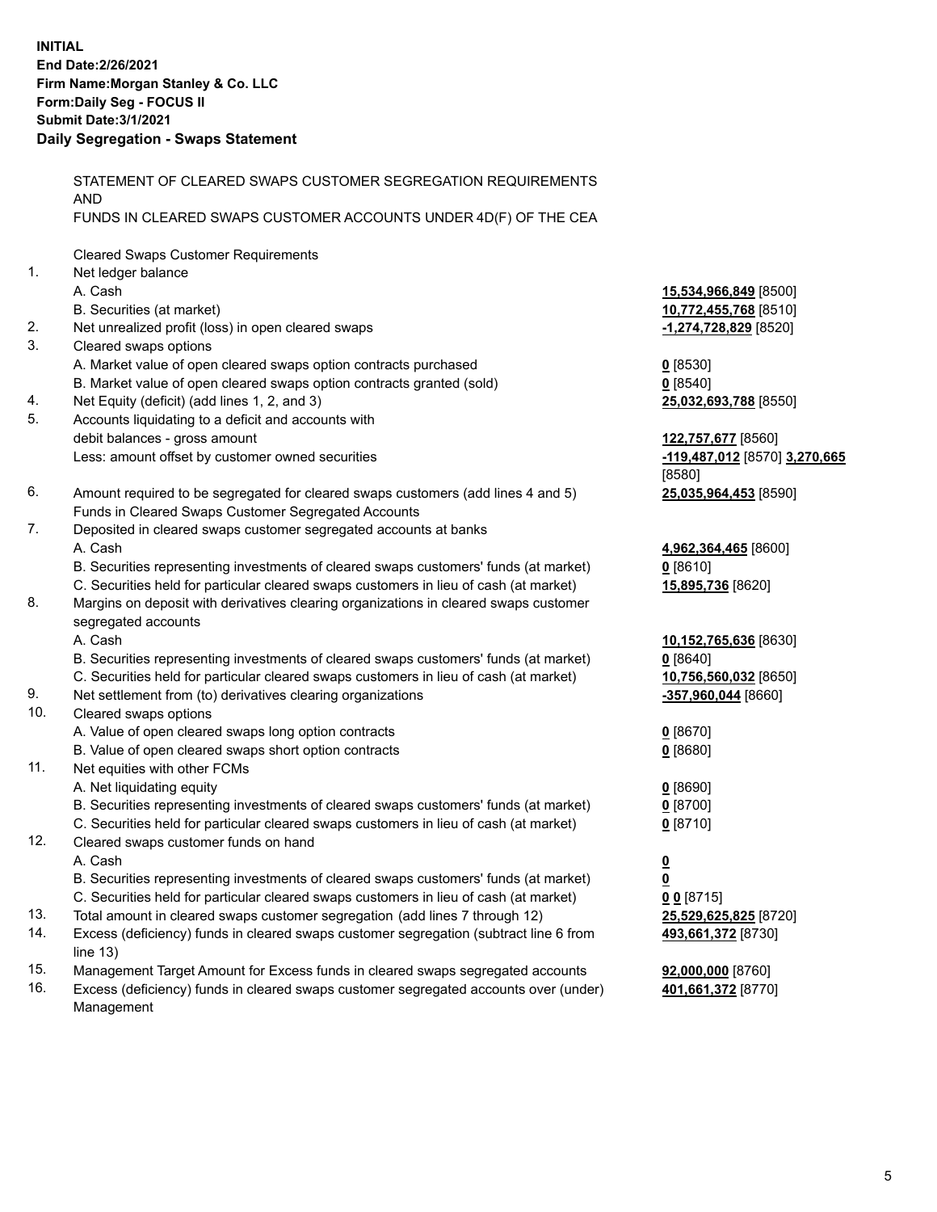**INITIAL**
**End Date:2/26/2021**
**Firm Name:Morgan Stanley & Co. LLC**
**Form:Daily Seg - FOCUS II**
**Submit Date:3/1/2021**
**Daily Segregation - Swaps Statement**

STATEMENT OF CLEARED SWAPS CUSTOMER SEGREGATION REQUIREMENTS AND FUNDS IN CLEARED SWAPS CUSTOMER ACCOUNTS UNDER 4D(F) OF THE CEA

| | | |
|---|---|---|
| | Cleared Swaps Customer Requirements | |
| 1. | Net ledger balance | |
| | A. Cash | **15,534,966,849** [8500] |
| | B. Securities (at market) | **10,772,455,768** [8510] |
| 2. | Net unrealized profit (loss) in open cleared swaps | **-1,274,728,829** [8520] |
| 3. | Cleared swaps options | |
| | A. Market value of open cleared swaps option contracts purchased | **0** [8530] |
| | B. Market value of open cleared swaps option contracts granted (sold) | **0** [8540] |
| 4. | Net Equity (deficit) (add lines 1, 2, and 3) | **25,032,693,788** [8550] |
| 5. | Accounts liquidating to a deficit and accounts with debit balances - gross amount | **122,757,677** [8560] |
| | Less: amount offset by customer owned securities | **-119,487,012** [8570] **3,270,665** [8580] |
| 6. | Amount required to be segregated for cleared swaps customers (add lines 4 and 5) | **25,035,964,453** [8590] |
| | Funds in Cleared Swaps Customer Segregated Accounts | |
| 7. | Deposited in cleared swaps customer segregated accounts at banks | |
| | A. Cash | **4,962,364,465** [8600] |
| | B. Securities representing investments of cleared swaps customers' funds (at market) | **0** [8610] |
| | C. Securities held for particular cleared swaps customers in lieu of cash (at market) | **15,895,736** [8620] |
| 8. | Margins on deposit with derivatives clearing organizations in cleared swaps customer segregated accounts | |
| | A. Cash | **10,152,765,636** [8630] |
| | B. Securities representing investments of cleared swaps customers' funds (at market) | **0** [8640] |
| | C. Securities held for particular cleared swaps customers in lieu of cash (at market) | **10,756,560,032** [8650] |
| 9. | Net settlement from (to) derivatives clearing organizations | **-357,960,044** [8660] |
| 10. | Cleared swaps options | |
| | A. Value of open cleared swaps long option contracts | **0** [8670] |
| | B. Value of open cleared swaps short option contracts | **0** [8680] |
| 11. | Net equities with other FCMs | |
| | A. Net liquidating equity | **0** [8690] |
| | B. Securities representing investments of cleared swaps customers' funds (at market) | **0** [8700] |
| | C. Securities held for particular cleared swaps customers in lieu of cash (at market) | **0** [8710] |
| 12. | Cleared swaps customer funds on hand | |
| | A. Cash | **0** |
| | B. Securities representing investments of cleared swaps customers' funds (at market) | **0** |
| | C. Securities held for particular cleared swaps customers in lieu of cash (at market) | **0** **0** [8715] |
| 13. | Total amount in cleared swaps customer segregation (add lines 7 through 12) | **25,529,625,825** [8720] |
| 14. | Excess (deficiency) funds in cleared swaps customer segregation (subtract line 6 from line 13) | **493,661,372** [8730] |
| 15. | Management Target Amount for Excess funds in cleared swaps segregated accounts | **92,000,000** [8760] |
| 16. | Excess (deficiency) funds in cleared swaps customer segregated accounts over (under) Management | **401,661,372** [8770] |